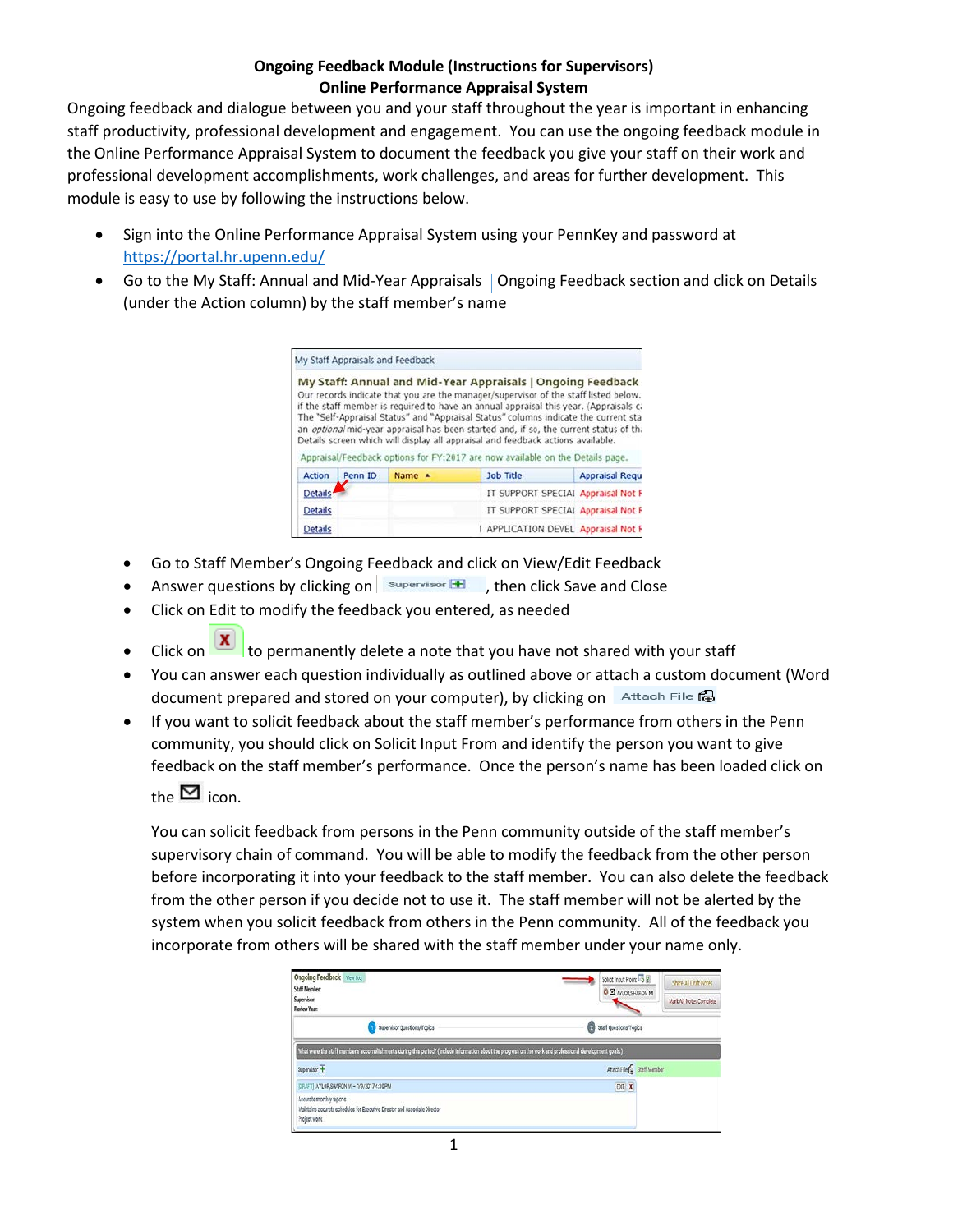**Ongoing Feedback Module (Instructions for Supervisors)**
**Online Performance Appraisal System**

Ongoing feedback and dialogue between you and your staff throughout the year is important in enhancing staff productivity, professional development and engagement. You can use the ongoing feedback module in the Online Performance Appraisal System to document the feedback you give your staff on their work and professional development accomplishments, work challenges, and areas for further development. This module is easy to use by following the instructions below.

- Sign into the Online Performance Appraisal System using your PennKey and password at https://portal.hr.upenn.edu/
- Go to the My Staff: Annual and Mid-Year Appraisals | Ongoing Feedback section and click on Details (under the Action column) by the staff member's name

- Go to Staff Member's Ongoing Feedback and click on View/Edit Feedback
- Answer questions by clicking on Supervisor, then click Save and Close
- Click on Edit to modify the feedback you entered, as needed
- Click on to permanently delete a note that you have not shared with your staff
- You can answer each question individually as outlined above or attach a custom document (Word document prepared and stored on your computer), by clicking on Attach File
- If you want to solicit feedback about the staff member's performance from others in the Penn community, you should click on Solicit Input From and identify the person you want to give feedback on the staff member's performance. Once the person's name has been loaded click on the icon.

  You can solicit feedback from persons in the Penn community outside of the staff member's supervisory chain of command. You will be able to modify the feedback from the other person before incorporating it into your feedback to the staff member. You can also delete the feedback from the other person if you decide not to use it. The staff member will not be alerted by the system when you solicit feedback from others in the Penn community. All of the feedback you incorporate from others will be shared with the staff member under your name only.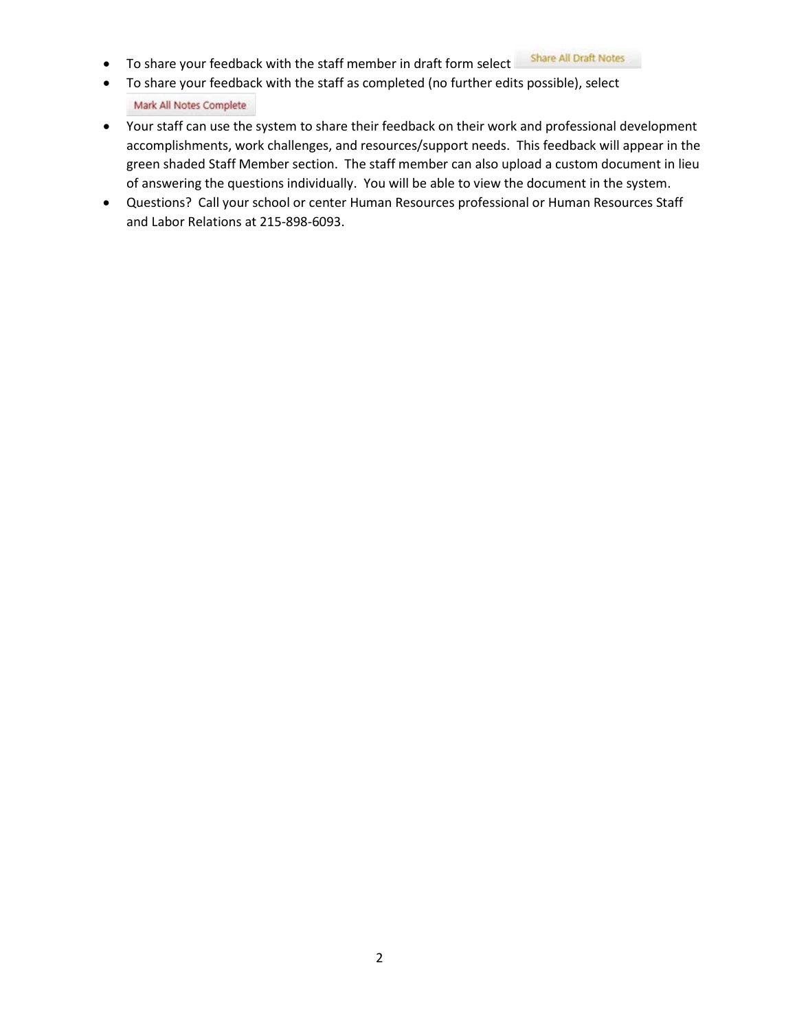- To share your feedback with the staff member in draft form select Share All Draft Notes
- To share your feedback with the staff as completed (no further edits possible), select Mark All Notes Complete
- Your staff can use the system to share their feedback on their work and professional development accomplishments, work challenges, and resources/support needs. This feedback will appear in the green shaded Staff Member section. The staff member can also upload a custom document in lieu of answering the questions individually. You will be able to view the document in the system.
- Questions? Call your school or center Human Resources professional or Human Resources Staff and Labor Relations at 215-898-6093.